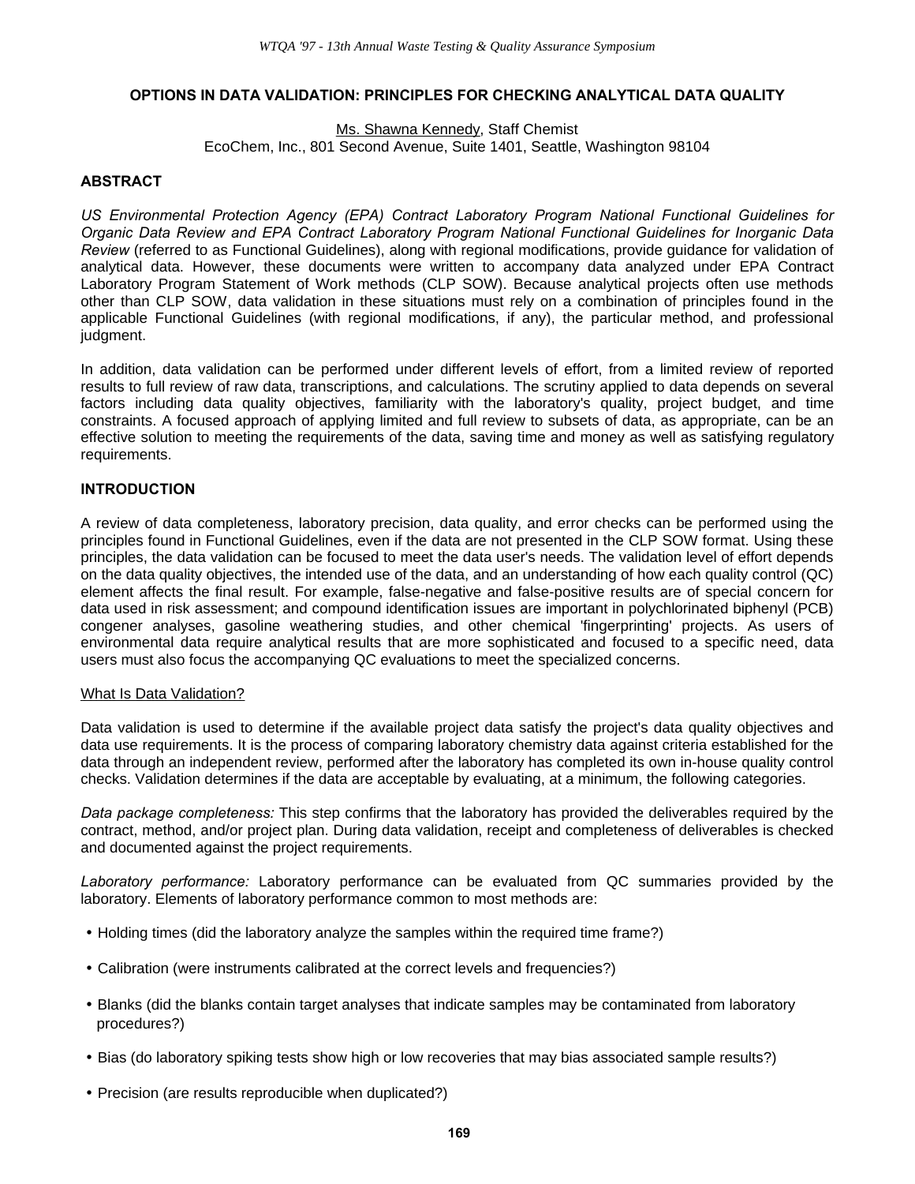# OPTIONS IN DATA VALIDATION: PRINCIPLES FOR CHECKING ANALYTICAL DATA QUALITY

Ms. Shawna Kennedy, Staff Chemist
EcoChem, Inc., 801 Second Avenue, Suite 1401, Seattle, Washington 98104

## ABSTRACT

*US Environmental Protection Agency (EPA) Contract Laboratory Program National Functional Guidelines for Organic Data Review and EPA Contract Laboratory Program National Functional Guidelines for Inorganic Data Review* (referred to as Functional Guidelines), along with regional modifications, provide guidance for validation of analytical data. However, these documents were written to accompany data analyzed under EPA Contract Laboratory Program Statement of Work methods (CLP SOW). Because analytical projects often use methods other than CLP SOW, data validation in these situations must rely on a combination of principles found in the applicable Functional Guidelines (with regional modifications, if any), the particular method, and professional judgment.

In addition, data validation can be performed under different levels of effort, from a limited review of reported results to full review of raw data, transcriptions, and calculations. The scrutiny applied to data depends on several factors including data quality objectives, familiarity with the laboratory's quality, project budget, and time constraints. A focused approach of applying limited and full review to subsets of data, as appropriate, can be an effective solution to meeting the requirements of the data, saving time and money as well as satisfying regulatory requirements.

## INTRODUCTION

A review of data completeness, laboratory precision, data quality, and error checks can be performed using the principles found in Functional Guidelines, even if the data are not presented in the CLP SOW format. Using these principles, the data validation can be focused to meet the data user's needs. The validation level of effort depends on the data quality objectives, the intended use of the data, and an understanding of how each quality control (QC) element affects the final result. For example, false-negative and false-positive results are of special concern for data used in risk assessment; and compound identification issues are important in polychlorinated biphenyl (PCB) congener analyses, gasoline weathering studies, and other chemical 'fingerprinting' projects. As users of environmental data require analytical results that are more sophisticated and focused to a specific need, data users must also focus the accompanying QC evaluations to meet the specialized concerns.

### What Is Data Validation?

Data validation is used to determine if the available project data satisfy the project's data quality objectives and data use requirements. It is the process of comparing laboratory chemistry data against criteria established for the data through an independent review, performed after the laboratory has completed its own in-house quality control checks. Validation determines if the data are acceptable by evaluating, at a minimum, the following categories.

*Data package completeness:* This step confirms that the laboratory has provided the deliverables required by the contract, method, and/or project plan. During data validation, receipt and completeness of deliverables is checked and documented against the project requirements.

*Laboratory performance:* Laboratory performance can be evaluated from QC summaries provided by the laboratory. Elements of laboratory performance common to most methods are:

- Holding times (did the laboratory analyze the samples within the required time frame?)
- Calibration (were instruments calibrated at the correct levels and frequencies?)
- Blanks (did the blanks contain target analyses that indicate samples may be contaminated from laboratory procedures?)
- Bias (do laboratory spiking tests show high or low recoveries that may bias associated sample results?)
- Precision (are results reproducible when duplicated?)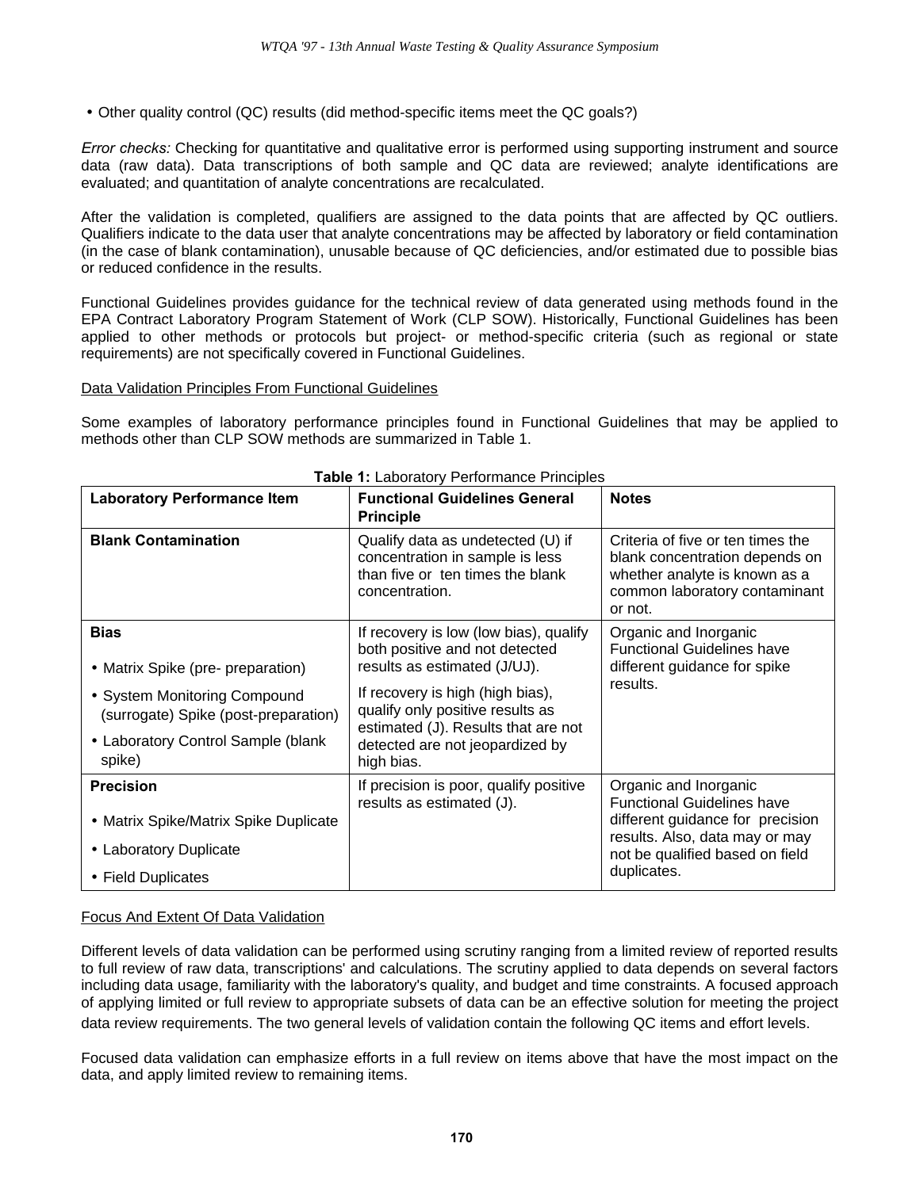- Other quality control (QC) results (did method-specific items meet the QC goals?)

*Error checks:* Checking for quantitative and qualitative error is performed using supporting instrument and source data (raw data). Data transcriptions of both sample and QC data are reviewed; analyte identifications are evaluated; and quantitation of analyte concentrations are recalculated.

After the validation is completed, qualifiers are assigned to the data points that are affected by QC outliers. Qualifiers indicate to the data user that analyte concentrations may be affected by laboratory or field contamination (in the case of blank contamination), unusable because of QC deficiencies, and/or estimated due to possible bias or reduced confidence in the results.

Functional Guidelines provides guidance for the technical review of data generated using methods found in the EPA Contract Laboratory Program Statement of Work (CLP SOW). Historically, Functional Guidelines has been applied to other methods or protocols but project- or method-specific criteria (such as regional or state requirements) are not specifically covered in Functional Guidelines.

Data Validation Principles From Functional Guidelines

Some examples of laboratory performance principles found in Functional Guidelines that may be applied to methods other than CLP SOW methods are summarized in Table 1.

**Table 1:** Laboratory Performance Principles

| Laboratory Performance Item | Functional Guidelines General Principle | Notes |
|---|---|---|
| **Blank Contamination** | Qualify data as undetected (U) if concentration in sample is less than five or ten times the blank concentration. | Criteria of five or ten times the blank concentration depends on whether analyte is known as a common laboratory contaminant or not. |
| **Bias**<br>• Matrix Spike (pre- preparation)<br>• System Monitoring Compound (surrogate) Spike (post-preparation)<br>• Laboratory Control Sample (blank spike) | If recovery is low (low bias), qualify both positive and not detected results as estimated (J/UJ).<br>If recovery is high (high bias), qualify only positive results as estimated (J). Results that are not detected are not jeopardized by high bias. | Organic and Inorganic Functional Guidelines have different guidance for spike results. |
| **Precision**<br>• Matrix Spike/Matrix Spike Duplicate<br>• Laboratory Duplicate<br>• Field Duplicates | If precision is poor, qualify positive results as estimated (J). | Organic and Inorganic Functional Guidelines have different guidance for precision results. Also, data may or may not be qualified based on field duplicates. |

Focus And Extent Of Data Validation

Different levels of data validation can be performed using scrutiny ranging from a limited review of reported results to full review of raw data, transcriptions' and calculations. The scrutiny applied to data depends on several factors including data usage, familiarity with the laboratory's quality, and budget and time constraints. A focused approach of applying limited or full review to appropriate subsets of data can be an effective solution for meeting the project data review requirements. The two general levels of validation contain the following QC items and effort levels.

Focused data validation can emphasize efforts in a full review on items above that have the most impact on the data, and apply limited review to remaining items.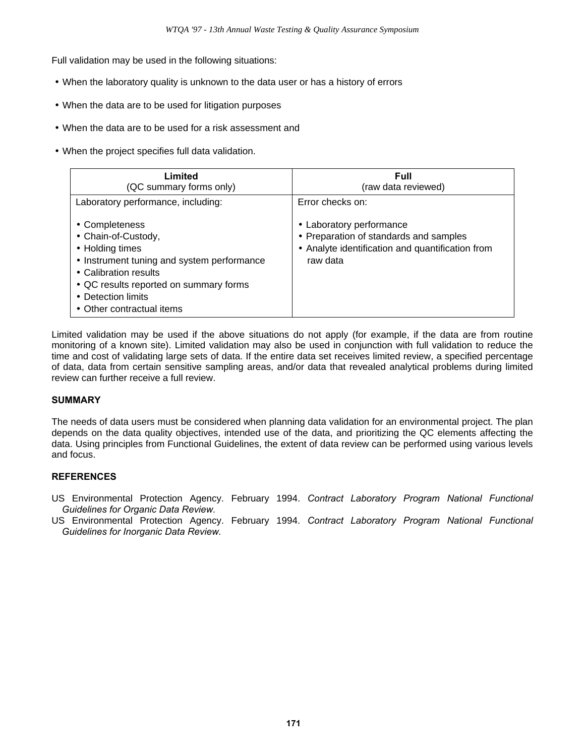Full validation may be used in the following situations:

- When the laboratory quality is unknown to the data user or has a history of errors
- When the data are to be used for litigation purposes
- When the data are to be used for a risk assessment and
- When the project specifies full data validation.

| **Limited**<br>(QC summary forms only) | **Full**<br>(raw data reviewed) |
|---|---|
| Laboratory performance, including:<br><br>• Completeness<br>• Chain-of-Custody,<br>• Holding times<br>• Instrument tuning and system performance<br>• Calibration results<br>• QC results reported on summary forms<br>• Detection limits<br>• Other contractual items | Error checks on:<br><br>• Laboratory performance<br>• Preparation of standards and samples<br>• Analyte identification and quantification from raw data |

Limited validation may be used if the above situations do not apply (for example, if the data are from routine monitoring of a known site). Limited validation may also be used in conjunction with full validation to reduce the time and cost of validating large sets of data. If the entire data set receives limited review, a specified percentage of data, data from certain sensitive sampling areas, and/or data that revealed analytical problems during limited review can further receive a full review.

## SUMMARY

The needs of data users must be considered when planning data validation for an environmental project. The plan depends on the data quality objectives, intended use of the data, and prioritizing the QC elements affecting the data. Using principles from Functional Guidelines, the extent of data review can be performed using various levels and focus.

## REFERENCES

US Environmental Protection Agency. February 1994. *Contract Laboratory Program National Functional Guidelines for Organic Data Review.*

US Environmental Protection Agency. February 1994. *Contract Laboratory Program National Functional Guidelines for Inorganic Data Review.*